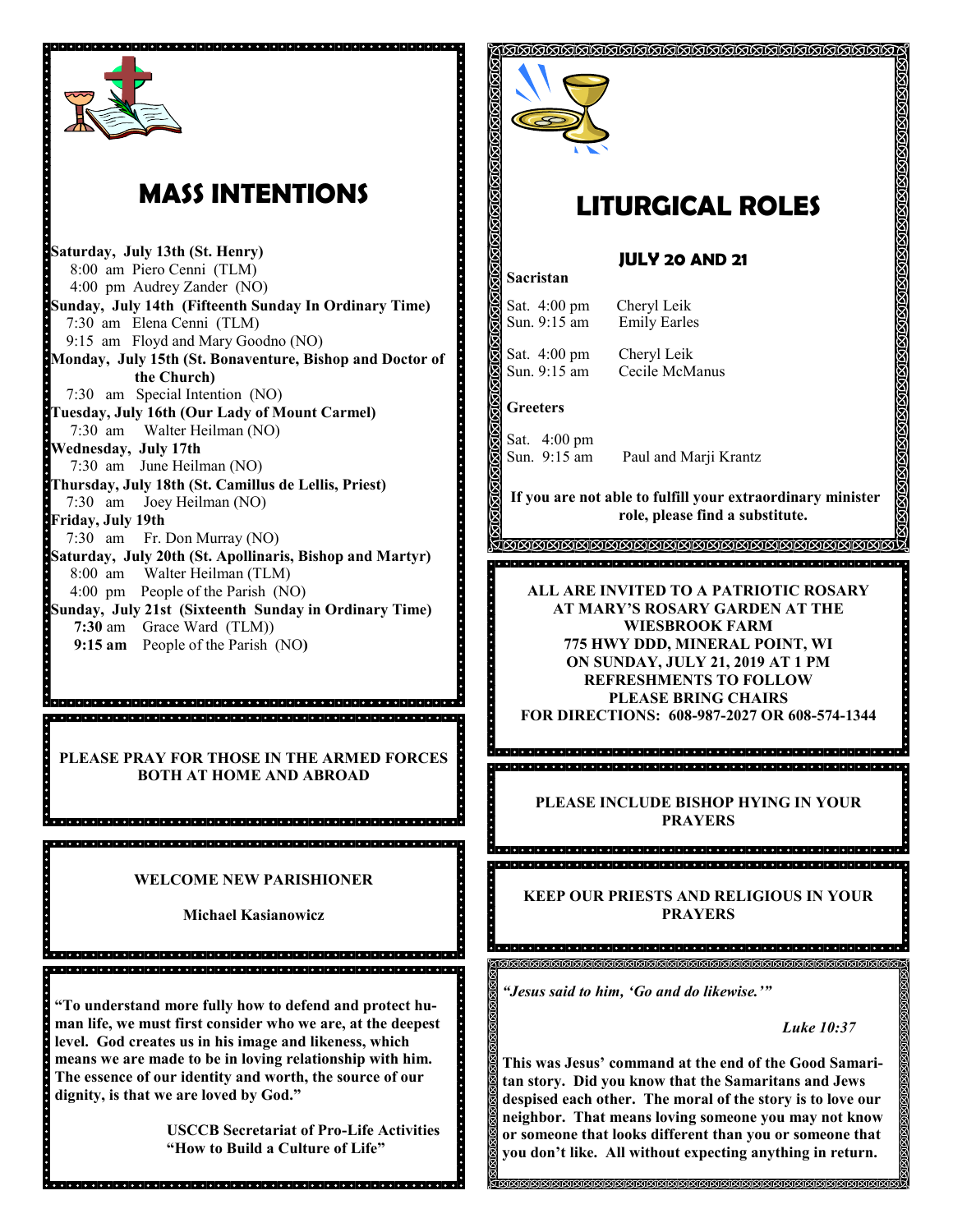# MASS INTENTIONS

**Saturday, July 13th (St. Henry)**
8:00 am Piero Cenni (TLM)
4:00 pm Audrey Zander (NO)

**Sunday, July 14th (Fifteenth Sunday In Ordinary Time)**
7:30 am Elena Cenni (TLM)
9:15 am Floyd and Mary Goodno (NO)

**Monday, July 15th (St. Bonaventure, Bishop and Doctor of the Church)**
7:30 am Special Intention (NO)

**Tuesday, July 16th (Our Lady of Mount Carmel)**
7:30 am Walter Heilman (NO)

**Wednesday, July 17th**
7:30 am June Heilman (NO)

**Thursday, July 18th (St. Camillus de Lellis, Priest)**
7:30 am Joey Heilman (NO)

**Friday, July 19th**
7:30 am Fr. Don Murray (NO)

**Saturday, July 20th (St. Apollinaris, Bishop and Martyr)**
8:00 am Walter Heilman (TLM)
4:00 pm People of the Parish (NO)

**Sunday, July 21st (Sixteenth Sunday in Ordinary Time)**
**7:30** am Grace Ward (TLM))
**9:15 am** People of the Parish (NO**)**

**PLEASE PRAY FOR THOSE IN THE ARMED FORCES BOTH AT HOME AND ABROAD**

**WELCOME NEW PARISHIONER**

**Michael Kasianowicz**

**"To understand more fully how to defend and protect human life, we must first consider who we are, at the deepest level. God creates us in his image and likeness, which means we are made to be in loving relationship with him. The essence of our identity and worth, the source of our dignity, is that we are loved by God."**

**USCCB Secretariat of Pro-Life Activities**
**"How to Build a Culture of Life"**

# LITURGICAL ROLES

## JULY 20 AND 21

**Sacristan**

Sat. 4:00 pm Cheryl Leik
Sun. 9:15 am Emily Earles

Sat. 4:00 pm Cheryl Leik
Sun. 9:15 am Cecile McManus

**Greeters**

Sat. 4:00 pm
Sun. 9:15 am Paul and Marji Krantz

**If you are not able to fulfill your extraordinary minister role, please find a substitute.**

**ALL ARE INVITED TO A PATRIOTIC ROSARY AT MARY'S ROSARY GARDEN AT THE WIESBROOK FARM**
**775 HWY DDD, MINERAL POINT, WI**
**ON SUNDAY, JULY 21, 2019 AT 1 PM**
**REFRESHMENTS TO FOLLOW**
**PLEASE BRING CHAIRS**
**FOR DIRECTIONS: 608-987-2027 OR 608-574-1344**

**PLEASE INCLUDE BISHOP HYING IN YOUR PRAYERS**

**KEEP OUR PRIESTS AND RELIGIOUS IN YOUR PRAYERS**

***"Jesus said to him, 'Go and do likewise.'"***

***Luke 10:37***

**This was Jesus' command at the end of the Good Samaritan story. Did you know that the Samaritans and Jews despised each other. The moral of the story is to love our neighbor. That means loving someone you may not know or someone that looks different than you or someone that you don't like. All without expecting anything in return.**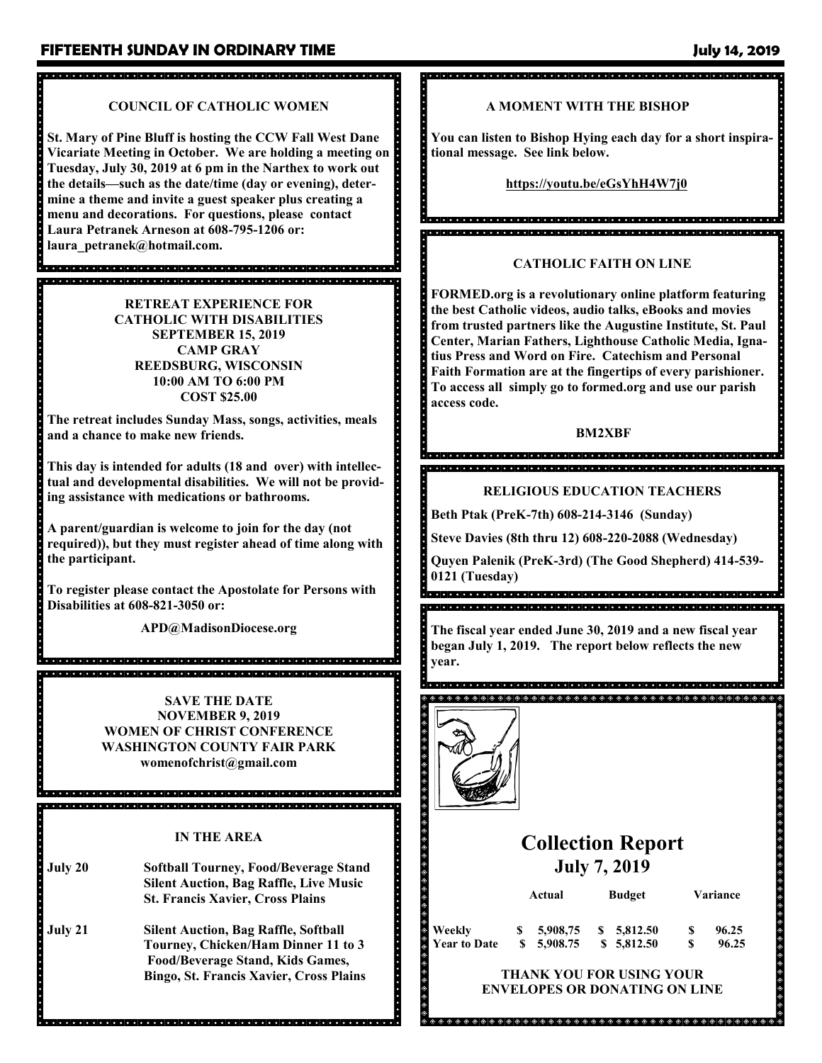## COUNCIL OF CATHOLIC WOMEN

**St. Mary of Pine Bluff is hosting the CCW Fall West Dane Vicariate Meeting in October. We are holding a meeting on Tuesday, July 30, 2019 at 6 pm in the Narthex to work out the details—such as the date/time (day or evening), determine a theme and invite a guest speaker plus creating a menu and decorations. For questions, please contact Laura Petranek Arneson at 608-795-1206 or: laura_petranek@hotmail.com.**

## RETREAT EXPERIENCE FOR CATHOLIC WITH DISABILITIES

**SEPTEMBER 15, 2019**
**CAMP GRAY**
**REEDSBURG, WISCONSIN**
**10:00 AM TO 6:00 PM**
**COST $25.00**

**The retreat includes Sunday Mass, songs, activities, meals and a chance to make new friends.**

**This day is intended for adults (18 and over) with intellectual and developmental disabilities. We will not be providing assistance with medications or bathrooms.**

**A parent/guardian is welcome to join for the day (not required)), but they must register ahead of time along with the participant.**

**To register please contact the Apostolate for Persons with Disabilities at 608-821-3050 or:**

**APD@MadisonDiocese.org**

## SAVE THE DATE

**NOVEMBER 9, 2019**
**WOMEN OF CHRIST CONFERENCE**
**WASHINGTON COUNTY FAIR PARK**
**womenofchrist@gmail.com**

## IN THE AREA

**July 20** — **Softball Tourney, Food/Beverage Stand Silent Auction, Bag Raffle, Live Music St. Francis Xavier, Cross Plains**

**July 21** — **Silent Auction, Bag Raffle, Softball Tourney, Chicken/Ham Dinner 11 to 3 Food/Beverage Stand, Kids Games, Bingo, St. Francis Xavier, Cross Plains**

## A MOMENT WITH THE BISHOP

**You can listen to Bishop Hying each day for a short inspirational message. See link below.**

**https://youtu.be/eGsYhH4W7j0**

## CATHOLIC FAITH ON LINE

**FORMED.org is a revolutionary online platform featuring the best Catholic videos, audio talks, eBooks and movies from trusted partners like the Augustine Institute, St. Paul Center, Marian Fathers, Lighthouse Catholic Media, Ignatius Press and Word on Fire. Catechism and Personal Faith Formation are at the fingertips of every parishioner. To access all simply go to formed.org and use our parish access code.**

**BM2XBF**

## RELIGIOUS EDUCATION TEACHERS

**Beth Ptak (PreK-7th) 608-214-3146 (Sunday)**

**Steve Davies (8th thru 12) 608-220-2088 (Wednesday)**

**Quyen Palenik (PreK-3rd) (The Good Shepherd) 414-539-0121 (Tuesday)**

**The fiscal year ended June 30, 2019 and a new fiscal year began July 1, 2019. The report below reflects the new year.**

## Collection Report

### July 7, 2019

| | Actual | Budget | Variance |
|---|---|---|---|
| Weekly | $ 5,908,75 | $ 5,812.50 | $ 96.25 |
| Year to Date | $ 5,908.75 | $ 5,812.50 | $ 96.25 |

**THANK YOU FOR USING YOUR ENVELOPES OR DONATING ON LINE**